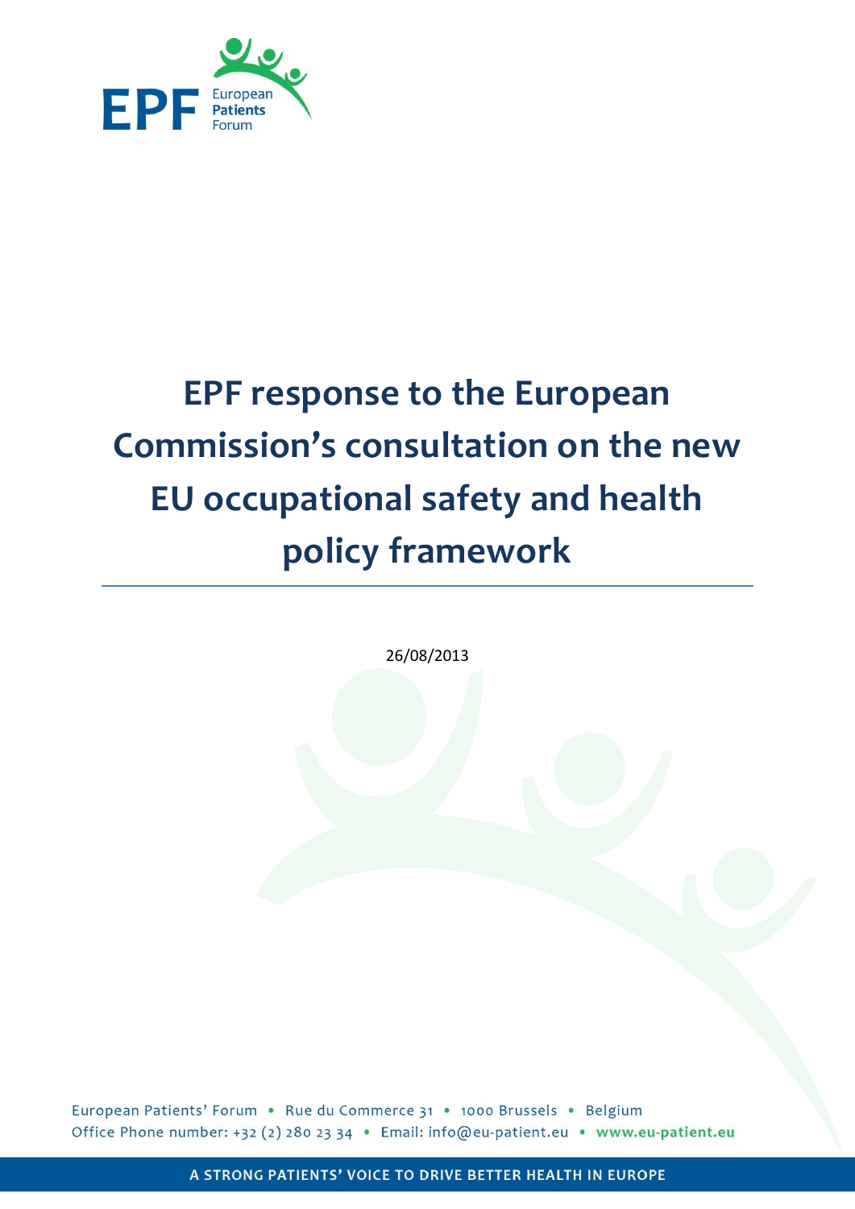EPF European Patients Forum

# EPF response to the European Commission's consultation on the new EU occupational safety and health policy framework

26/08/2013

European Patients' Forum • Rue du Commerce 31 • 1000 Brussels • Belgium
Office Phone number: +32 (2) 280 23 34 • Email: info@eu-patient.eu • www.eu-patient.eu

A STRONG PATIENTS' VOICE TO DRIVE BETTER HEALTH IN EUROPE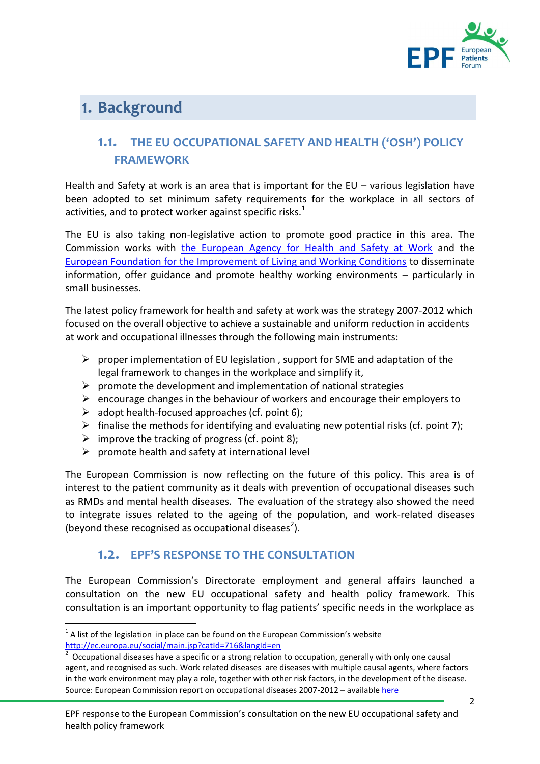# 1. Background

## 1.1. THE EU OCCUPATIONAL SAFETY AND HEALTH ('OSH') POLICY FRAMEWORK

Health and Safety at work is an area that is important for the EU – various legislation have been adopted to set minimum safety requirements for the workplace in all sectors of activities, and to protect worker against specific risks.[1]

The EU is also taking non-legislative action to promote good practice in this area. The Commission works with [the European Agency for Health and Safety at Work](#) and the [European Foundation for the Improvement of Living and Working Conditions](#) to disseminate information, offer guidance and promote healthy working environments – particularly in small businesses.

The latest policy framework for health and safety at work was the strategy 2007-2012 which focused on the overall objective to achieve a sustainable and uniform reduction in accidents at work and occupational illnesses through the following main instruments:

- proper implementation of EU legislation , support for SME and adaptation of the legal framework to changes in the workplace and simplify it,
- promote the development and implementation of national strategies
- encourage changes in the behaviour of workers and encourage their employers to
- adopt health-focused approaches (cf. point 6);
- finalise the methods for identifying and evaluating new potential risks (cf. point 7);
- improve the tracking of progress (cf. point 8);
- promote health and safety at international level

The European Commission is now reflecting on the future of this policy. This area is of interest to the patient community as it deals with prevention of occupational diseases such as RMDs and mental health diseases. The evaluation of the strategy also showed the need to integrate issues related to the ageing of the population, and work-related diseases (beyond these recognised as occupational diseases[2]).

## 1.2. EPF'S RESPONSE TO THE CONSULTATION

The European Commission's Directorate employment and general affairs launched a consultation on the new EU occupational safety and health policy framework. This consultation is an important opportunity to flag patients' specific needs in the workplace as

---

[1] A list of the legislation in place can be found on the European Commission's website http://ec.europa.eu/social/main.jsp?catId=716&langId=en

[2] Occupational diseases have a specific or a strong relation to occupation, generally with only one causal agent, and recognised as such. Work related diseases are diseases with multiple causal agents, where factors in the work environment may play a role, together with other risk factors, in the development of the disease. Source: European Commission report on occupational diseases 2007-2012 – available [here](#)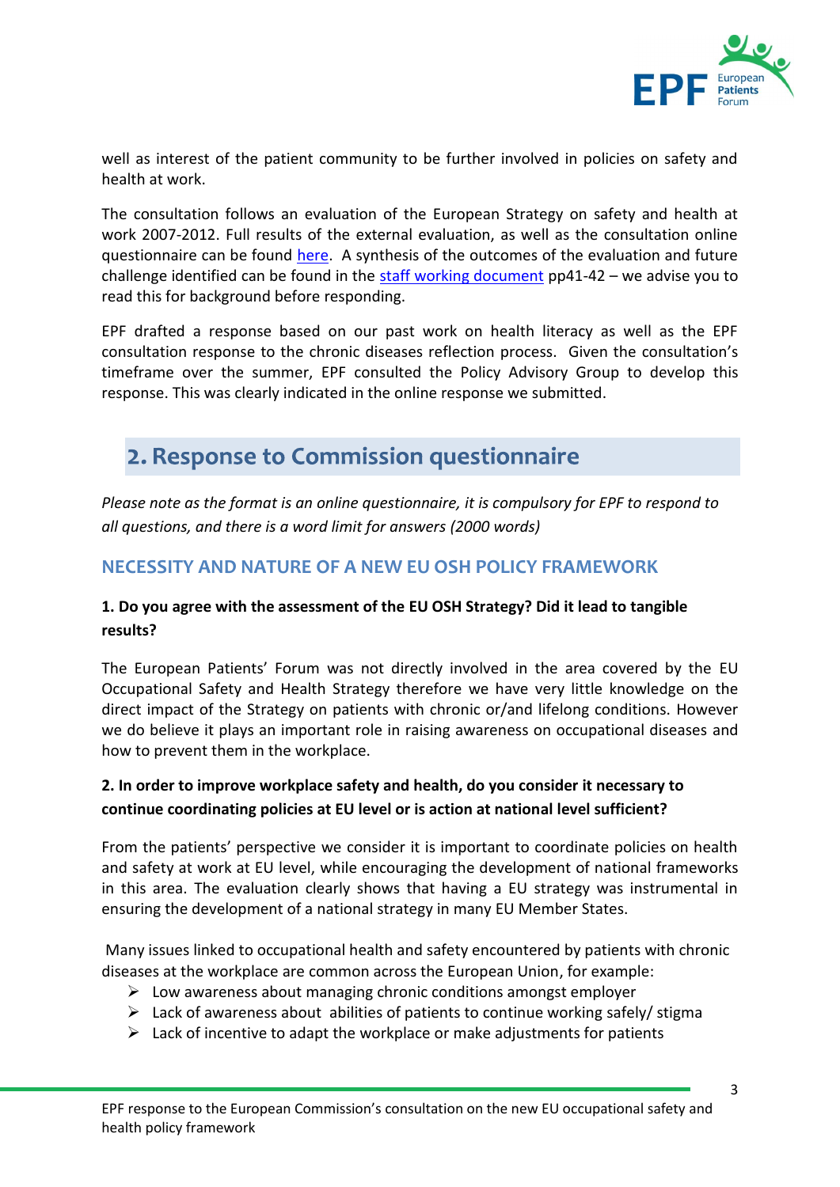well as interest of the patient community to be further involved in policies on safety and health at work.

The consultation follows an evaluation of the European Strategy on safety and health at work 2007-2012. Full results of the external evaluation, as well as the consultation online questionnaire can be found here. A synthesis of the outcomes of the evaluation and future challenge identified can be found in the staff working document pp41-42 – we advise you to read this for background before responding.

EPF drafted a response based on our past work on health literacy as well as the EPF consultation response to the chronic diseases reflection process. Given the consultation's timeframe over the summer, EPF consulted the Policy Advisory Group to develop this response. This was clearly indicated in the online response we submitted.

## 2. Response to Commission questionnaire

*Please note as the format is an online questionnaire, it is compulsory for EPF to respond to all questions, and there is a word limit for answers (2000 words)*

### NECESSITY AND NATURE OF A NEW EU OSH POLICY FRAMEWORK

**1. Do you agree with the assessment of the EU OSH Strategy? Did it lead to tangible results?**

The European Patients' Forum was not directly involved in the area covered by the EU Occupational Safety and Health Strategy therefore we have very little knowledge on the direct impact of the Strategy on patients with chronic or/and lifelong conditions. However we do believe it plays an important role in raising awareness on occupational diseases and how to prevent them in the workplace.

**2. In order to improve workplace safety and health, do you consider it necessary to continue coordinating policies at EU level or is action at national level sufficient?**

From the patients' perspective we consider it is important to coordinate policies on health and safety at work at EU level, while encouraging the development of national frameworks in this area. The evaluation clearly shows that having a EU strategy was instrumental in ensuring the development of a national strategy in many EU Member States.

Many issues linked to occupational health and safety encountered by patients with chronic diseases at the workplace are common across the European Union, for example:

- Low awareness about managing chronic conditions amongst employer
- Lack of awareness about abilities of patients to continue working safely/ stigma
- Lack of incentive to adapt the workplace or make adjustments for patients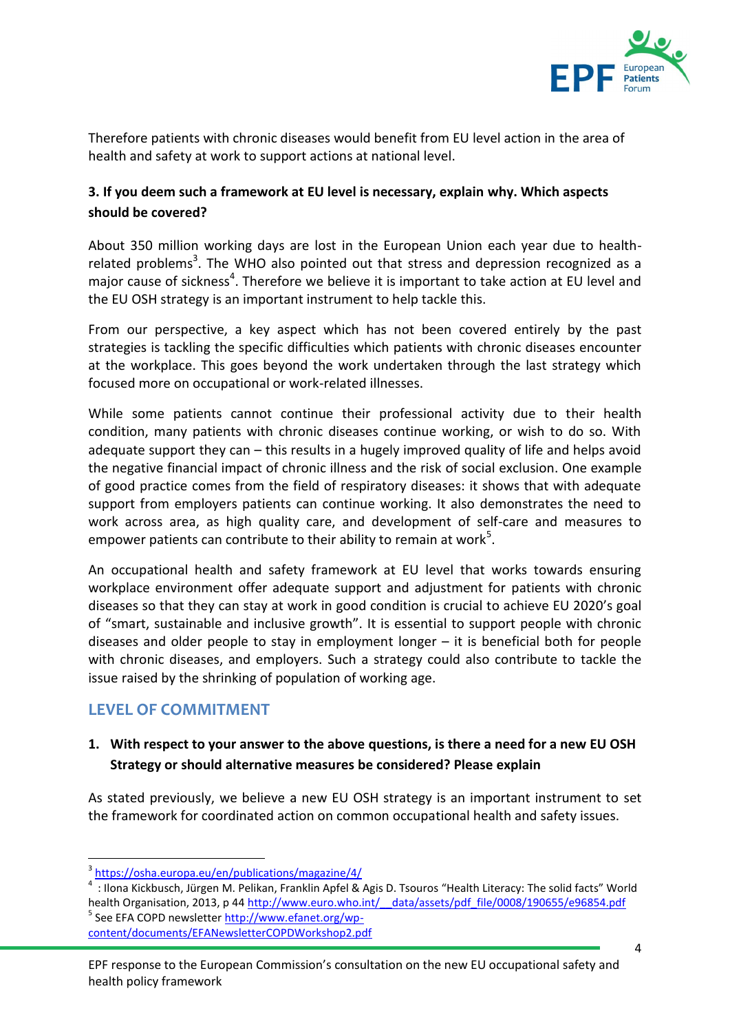Therefore patients with chronic diseases would benefit from EU level action in the area of health and safety at work to support actions at national level.

**3. If you deem such a framework at EU level is necessary, explain why. Which aspects should be covered?**

About 350 million working days are lost in the European Union each year due to health-related problems[3]. The WHO also pointed out that stress and depression recognized as a major cause of sickness[4]. Therefore we believe it is important to take action at EU level and the EU OSH strategy is an important instrument to help tackle this.

From our perspective, a key aspect which has not been covered entirely by the past strategies is tackling the specific difficulties which patients with chronic diseases encounter at the workplace. This goes beyond the work undertaken through the last strategy which focused more on occupational or work-related illnesses.

While some patients cannot continue their professional activity due to their health condition, many patients with chronic diseases continue working, or wish to do so. With adequate support they can – this results in a hugely improved quality of life and helps avoid the negative financial impact of chronic illness and the risk of social exclusion. One example of good practice comes from the field of respiratory diseases: it shows that with adequate support from employers patients can continue working. It also demonstrates the need to work across area, as high quality care, and development of self-care and measures to empower patients can contribute to their ability to remain at work[5].

An occupational health and safety framework at EU level that works towards ensuring workplace environment offer adequate support and adjustment for patients with chronic diseases so that they can stay at work in good condition is crucial to achieve EU 2020's goal of "smart, sustainable and inclusive growth". It is essential to support people with chronic diseases and older people to stay in employment longer – it is beneficial both for people with chronic diseases, and employers. Such a strategy could also contribute to tackle the issue raised by the shrinking of population of working age.

## LEVEL OF COMMITMENT

**1. With respect to your answer to the above questions, is there a need for a new EU OSH Strategy or should alternative measures be considered? Please explain**

As stated previously, we believe a new EU OSH strategy is an important instrument to set the framework for coordinated action on common occupational health and safety issues.

---

[3] https://osha.europa.eu/en/publications/magazine/4/

[4] : Ilona Kickbusch, Jürgen M. Pelikan, Franklin Apfel & Agis D. Tsouros "Health Literacy: The solid facts" World health Organisation, 2013, p 44 http://www.euro.who.int/__data/assets/pdf_file/0008/190655/e96854.pdf

[5] See EFA COPD newsletter http://www.efanet.org/wp-content/documents/EFANewsletterCOPDWorkshop2.pdf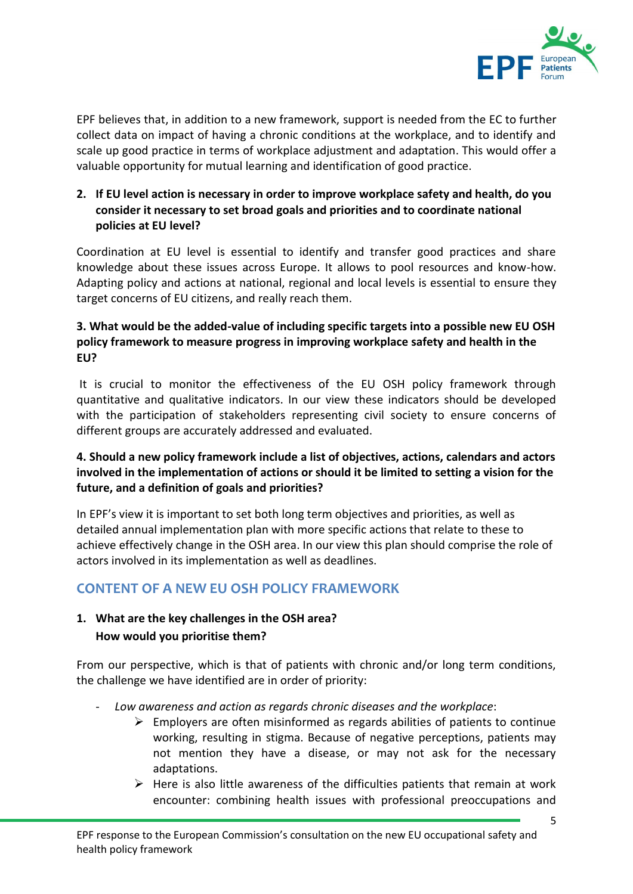EPF believes that, in addition to a new framework, support is needed from the EC to further collect data on impact of having a chronic conditions at the workplace, and to identify and scale up good practice in terms of workplace adjustment and adaptation. This would offer a valuable opportunity for mutual learning and identification of good practice.

**2. If EU level action is necessary in order to improve workplace safety and health, do you consider it necessary to set broad goals and priorities and to coordinate national policies at EU level?**

Coordination at EU level is essential to identify and transfer good practices and share knowledge about these issues across Europe. It allows to pool resources and know-how. Adapting policy and actions at national, regional and local levels is essential to ensure they target concerns of EU citizens, and really reach them.

**3. What would be the added-value of including specific targets into a possible new EU OSH policy framework to measure progress in improving workplace safety and health in the EU?**

It is crucial to monitor the effectiveness of the EU OSH policy framework through quantitative and qualitative indicators. In our view these indicators should be developed with the participation of stakeholders representing civil society to ensure concerns of different groups are accurately addressed and evaluated.

**4. Should a new policy framework include a list of objectives, actions, calendars and actors involved in the implementation of actions or should it be limited to setting a vision for the future, and a definition of goals and priorities?**

In EPF's view it is important to set both long term objectives and priorities, as well as detailed annual implementation plan with more specific actions that relate to these to achieve effectively change in the OSH area. In our view this plan should comprise the role of actors involved in its implementation as well as deadlines.

## CONTENT OF A NEW EU OSH POLICY FRAMEWORK

**1. What are the key challenges in the OSH area? How would you prioritise them?**

From our perspective, which is that of patients with chronic and/or long term conditions, the challenge we have identified are in order of priority:

- *Low awareness and action as regards chronic diseases and the workplace*:
  - Employers are often misinformed as regards abilities of patients to continue working, resulting in stigma. Because of negative perceptions, patients may not mention they have a disease, or may not ask for the necessary adaptations.
  - Here is also little awareness of the difficulties patients that remain at work encounter: combining health issues with professional preoccupations and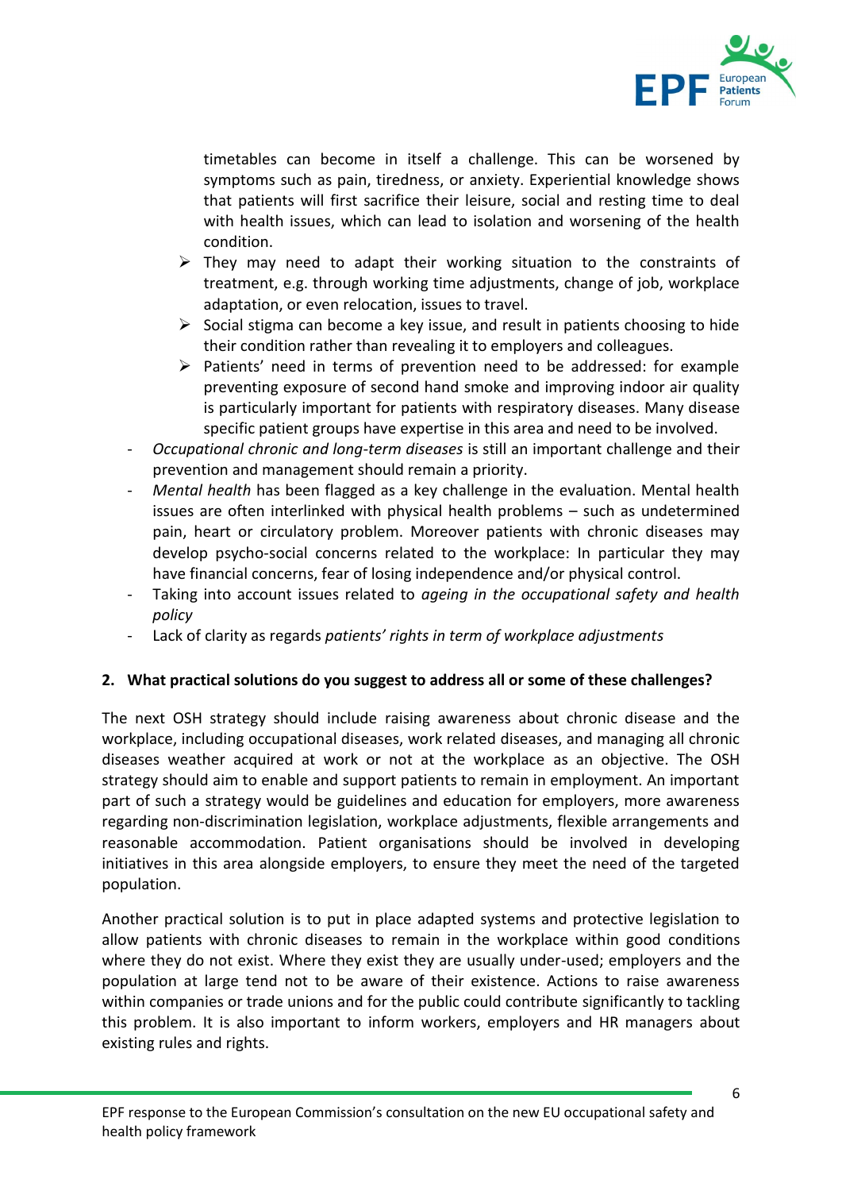timetables can become in itself a challenge. This can be worsened by symptoms such as pain, tiredness, or anxiety. Experiential knowledge shows that patients will first sacrifice their leisure, social and resting time to deal with health issues, which can lead to isolation and worsening of the health condition.

  - They may need to adapt their working situation to the constraints of treatment, e.g. through working time adjustments, change of job, workplace adaptation, or even relocation, issues to travel.
  - Social stigma can become a key issue, and result in patients choosing to hide their condition rather than revealing it to employers and colleagues.
  - Patients' need in terms of prevention need to be addressed: for example preventing exposure of second hand smoke and improving indoor air quality is particularly important for patients with respiratory diseases. Many disease specific patient groups have expertise in this area and need to be involved.

- *Occupational chronic and long-term diseases* is still an important challenge and their prevention and management should remain a priority.
- *Mental health* has been flagged as a key challenge in the evaluation. Mental health issues are often interlinked with physical health problems – such as undetermined pain, heart or circulatory problem. Moreover patients with chronic diseases may develop psycho-social concerns related to the workplace: In particular they may have financial concerns, fear of losing independence and/or physical control.
- Taking into account issues related to *ageing in the occupational safety and health policy*
- Lack of clarity as regards *patients' rights in term of workplace adjustments*

**2. What practical solutions do you suggest to address all or some of these challenges?**

The next OSH strategy should include raising awareness about chronic disease and the workplace, including occupational diseases, work related diseases, and managing all chronic diseases weather acquired at work or not at the workplace as an objective. The OSH strategy should aim to enable and support patients to remain in employment. An important part of such a strategy would be guidelines and education for employers, more awareness regarding non-discrimination legislation, workplace adjustments, flexible arrangements and reasonable accommodation. Patient organisations should be involved in developing initiatives in this area alongside employers, to ensure they meet the need of the targeted population.

Another practical solution is to put in place adapted systems and protective legislation to allow patients with chronic diseases to remain in the workplace within good conditions where they do not exist. Where they exist they are usually under-used; employers and the population at large tend not to be aware of their existence. Actions to raise awareness within companies or trade unions and for the public could contribute significantly to tackling this problem. It is also important to inform workers, employers and HR managers about existing rules and rights.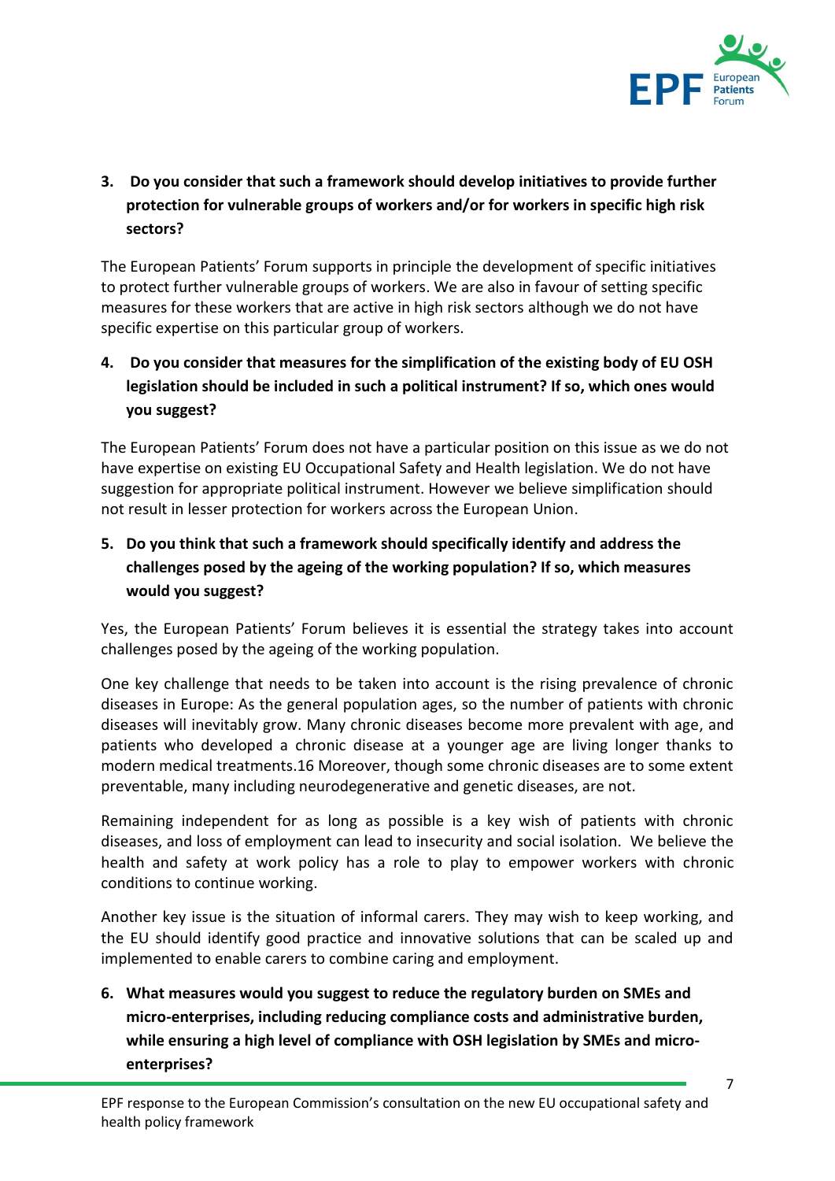3. **Do you consider that such a framework should develop initiatives to provide further protection for vulnerable groups of workers and/or for workers in specific high risk sectors?**

The European Patients' Forum supports in principle the development of specific initiatives to protect further vulnerable groups of workers. We are also in favour of setting specific measures for these workers that are active in high risk sectors although we do not have specific expertise on this particular group of workers.

4. **Do you consider that measures for the simplification of the existing body of EU OSH legislation should be included in such a political instrument? If so, which ones would you suggest?**

The European Patients' Forum does not have a particular position on this issue as we do not have expertise on existing EU Occupational Safety and Health legislation. We do not have suggestion for appropriate political instrument. However we believe simplification should not result in lesser protection for workers across the European Union.

5. **Do you think that such a framework should specifically identify and address the challenges posed by the ageing of the working population? If so, which measures would you suggest?**

Yes, the European Patients' Forum believes it is essential the strategy takes into account challenges posed by the ageing of the working population.

One key challenge that needs to be taken into account is the rising prevalence of chronic diseases in Europe: As the general population ages, so the number of patients with chronic diseases will inevitably grow. Many chronic diseases become more prevalent with age, and patients who developed a chronic disease at a younger age are living longer thanks to modern medical treatments.16 Moreover, though some chronic diseases are to some extent preventable, many including neurodegenerative and genetic diseases, are not.

Remaining independent for as long as possible is a key wish of patients with chronic diseases, and loss of employment can lead to insecurity and social isolation. We believe the health and safety at work policy has a role to play to empower workers with chronic conditions to continue working.

Another key issue is the situation of informal carers. They may wish to keep working, and the EU should identify good practice and innovative solutions that can be scaled up and implemented to enable carers to combine caring and employment.

6. **What measures would you suggest to reduce the regulatory burden on SMEs and micro-enterprises, including reducing compliance costs and administrative burden, while ensuring a high level of compliance with OSH legislation by SMEs and micro-enterprises?**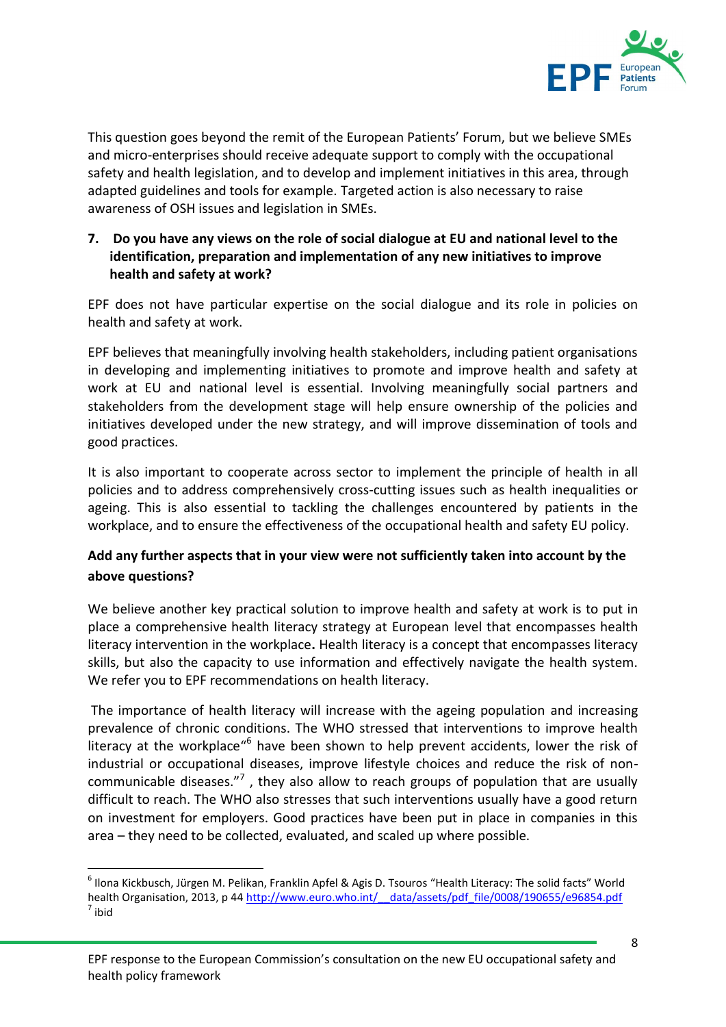This question goes beyond the remit of the European Patients' Forum, but we believe SMEs and micro-enterprises should receive adequate support to comply with the occupational safety and health legislation, and to develop and implement initiatives in this area, through adapted guidelines and tools for example. Targeted action is also necessary to raise awareness of OSH issues and legislation in SMEs.

**7. Do you have any views on the role of social dialogue at EU and national level to the identification, preparation and implementation of any new initiatives to improve health and safety at work?**

EPF does not have particular expertise on the social dialogue and its role in policies on health and safety at work.

EPF believes that meaningfully involving health stakeholders, including patient organisations in developing and implementing initiatives to promote and improve health and safety at work at EU and national level is essential. Involving meaningfully social partners and stakeholders from the development stage will help ensure ownership of the policies and initiatives developed under the new strategy, and will improve dissemination of tools and good practices.

It is also important to cooperate across sector to implement the principle of health in all policies and to address comprehensively cross-cutting issues such as health inequalities or ageing. This is also essential to tackling the challenges encountered by patients in the workplace, and to ensure the effectiveness of the occupational health and safety EU policy.

**Add any further aspects that in your view were not sufficiently taken into account by the above questions?**

We believe another key practical solution to improve health and safety at work is to put in place a comprehensive health literacy strategy at European level that encompasses health literacy intervention in the workplace**.** Health literacy is a concept that encompasses literacy skills, but also the capacity to use information and effectively navigate the health system. We refer you to EPF recommendations on health literacy.

The importance of health literacy will increase with the ageing population and increasing prevalence of chronic conditions. The WHO stressed that interventions to improve health literacy at the workplace"[6] have been shown to help prevent accidents, lower the risk of industrial or occupational diseases, improve lifestyle choices and reduce the risk of non-communicable diseases."[7] , they also allow to reach groups of population that are usually difficult to reach. The WHO also stresses that such interventions usually have a good return on investment for employers. Good practices have been put in place in companies in this area – they need to be collected, evaluated, and scaled up where possible.

[6] Ilona Kickbusch, Jürgen M. Pelikan, Franklin Apfel & Agis D. Tsouros "Health Literacy: The solid facts" World health Organisation, 2013, p 44 http://www.euro.who.int/__data/assets/pdf_file/0008/190655/e96854.pdf

[7] ibid